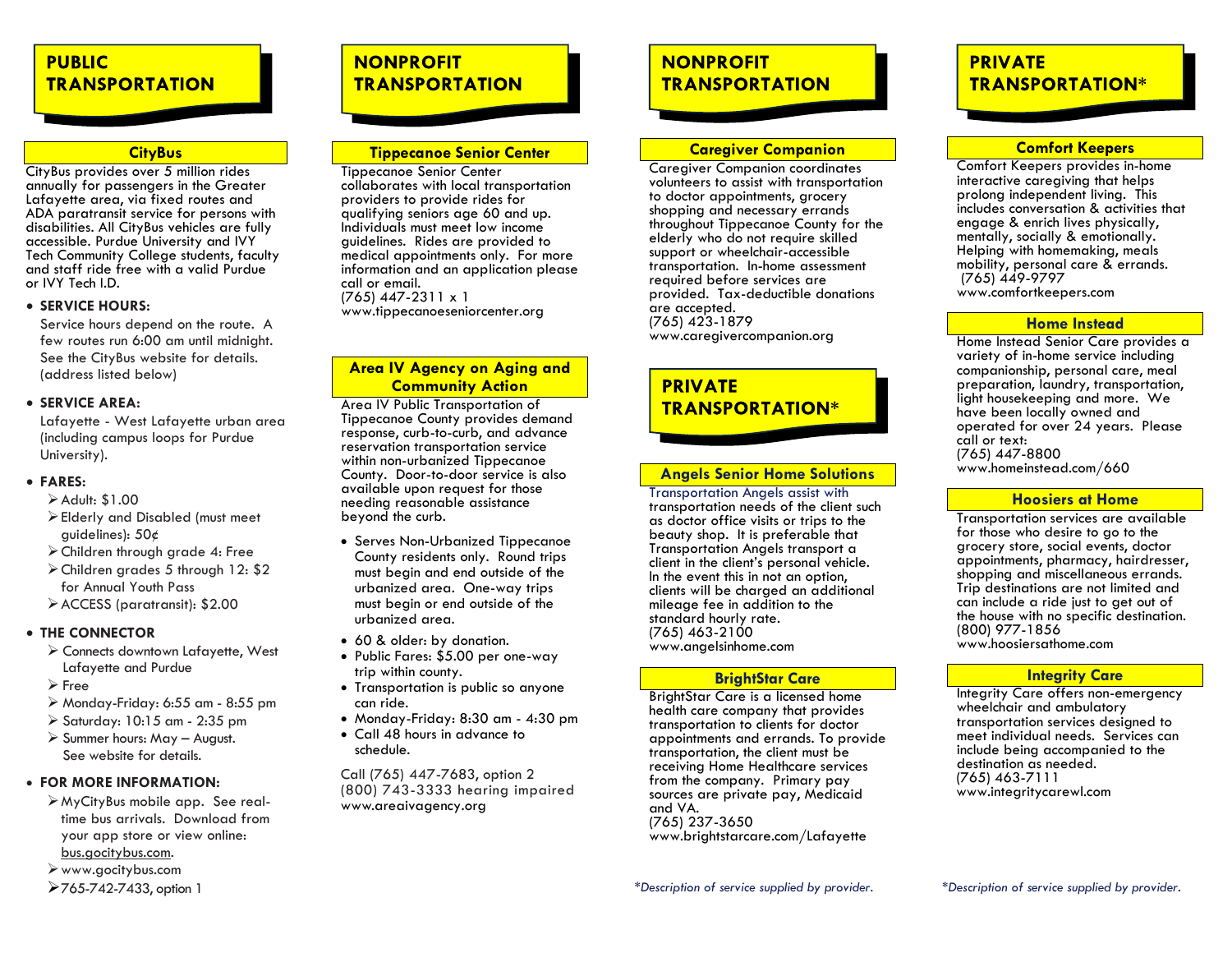# PUBLIC TRANSPORTATION

## CityBus

CityBus provides over 5 million rides annually for passengers in the Greater Lafayette area, via fixed routes and ADA paratransit service for persons with disabilities. All CityBus vehicles are fully accessible. Purdue University and IVY Tech Community College students, faculty and staff ride free with a valid Purdue or IVY Tech I.D.

- **SERVICE HOURS:**
  Service hours depend on the route. A few routes run 6:00 am until midnight. See the CityBus website for details. (address listed below)
- **SERVICE AREA:**
  Lafayette - West Lafayette urban area (including campus loops for Purdue University).
- **FARES:**
  - Adult: $1.00
  - Elderly and Disabled (must meet guidelines): 50¢
  - Children through grade 4: Free
  - Children grades 5 through 12: $2 for Annual Youth Pass
  - ACCESS (paratransit): $2.00
- **THE CONNECTOR**
  - Connects downtown Lafayette, West Lafayette and Purdue
  - Free
  - Monday-Friday: 6:55 am - 8:55 pm
  - Saturday: 10:15 am - 2:35 pm
  - Summer hours: May – August. See website for details.
- **FOR MORE INFORMATION:**
  - MyCityBus mobile app. See real-time bus arrivals. Download from your app store or view online: bus.gocitybus.com.
  - www.gocitybus.com
  - 765-742-7433, option 1

# NONPROFIT TRANSPORTATION

## Tippecanoe Senior Center

Tippecanoe Senior Center collaborates with local transportation providers to provide rides for qualifying seniors age 60 and up. Individuals must meet low income guidelines. Rides are provided to medical appointments only. For more information and an application please call or email.
(765) 447-2311 x 1
www.tippecanoeseniorcenter.org

## Area IV Agency on Aging and Community Action

Area IV Public Transportation of Tippecanoe County provides demand response, curb-to-curb, and advance reservation transportation service within non-urbanized Tippecanoe County. Door-to-door service is also available upon request for those needing reasonable assistance beyond the curb.

- Serves Non-Urbanized Tippecanoe County residents only. Round trips must begin and end outside of the urbanized area. One-way trips must begin or end outside of the urbanized area.
- 60 & older: by donation.
- Public Fares: $5.00 per one-way trip within county.
- Transportation is public so anyone can ride.
- Monday-Friday: 8:30 am - 4:30 pm
- Call 48 hours in advance to schedule.

Call (765) 447-7683, option 2
(800) 743-3333 hearing impaired
www.areaivagency.org

# NONPROFIT TRANSPORTATION

## Caregiver Companion

Caregiver Companion coordinates volunteers to assist with transportation to doctor appointments, grocery shopping and necessary errands throughout Tippecanoe County for the elderly who do not require skilled support or wheelchair-accessible transportation. In-home assessment required before services are provided. Tax-deductible donations are accepted.
(765) 423-1879
www.caregivercompanion.org

# PRIVATE TRANSPORTATION*

## Angels Senior Home Solutions

Transportation Angels assist with transportation needs of the client such as doctor office visits or trips to the beauty shop. It is preferable that Transportation Angels transport a client in the client's personal vehicle. In the event this in not an option, clients will be charged an additional mileage fee in addition to the standard hourly rate.
(765) 463-2100
www.angelsinhome.com

## BrightStar Care

BrightStar Care is a licensed home health care company that provides transportation to clients for doctor appointments and errands. To provide transportation, the client must be receiving Home Healthcare services from the company. Primary pay sources are private pay, Medicaid and VA.
(765) 237-3650
www.brightstarcare.com/Lafayette

*Description of service supplied by provider.*

# PRIVATE TRANSPORTATION*

## Comfort Keepers

Comfort Keepers provides in-home interactive caregiving that helps prolong independent living. This includes conversation & activities that engage & enrich lives physically, mentally, socially & emotionally. Helping with homemaking, meals mobility, personal care & errands.
(765) 449-9797
www.comfortkeepers.com

## Home Instead

Home Instead Senior Care provides a variety of in-home service including companionship, personal care, meal preparation, laundry, transportation, light housekeeping and more. We have been locally owned and operated for over 24 years. Please call or text:
(765) 447-8800
www.homeinstead.com/660

## Hoosiers at Home

Transportation services are available for those who desire to go to the grocery store, social events, doctor appointments, pharmacy, hairdresser, shopping and miscellaneous errands. Trip destinations are not limited and can include a ride just to get out of the house with no specific destination.
(800) 977-1856
www.hoosiersathome.com

## Integrity Care

Integrity Care offers non-emergency wheelchair and ambulatory transportation services designed to meet individual needs. Services can include being accompanied to the destination as needed.
(765) 463-7111
www.integritycarewl.com

*Description of service supplied by provider.*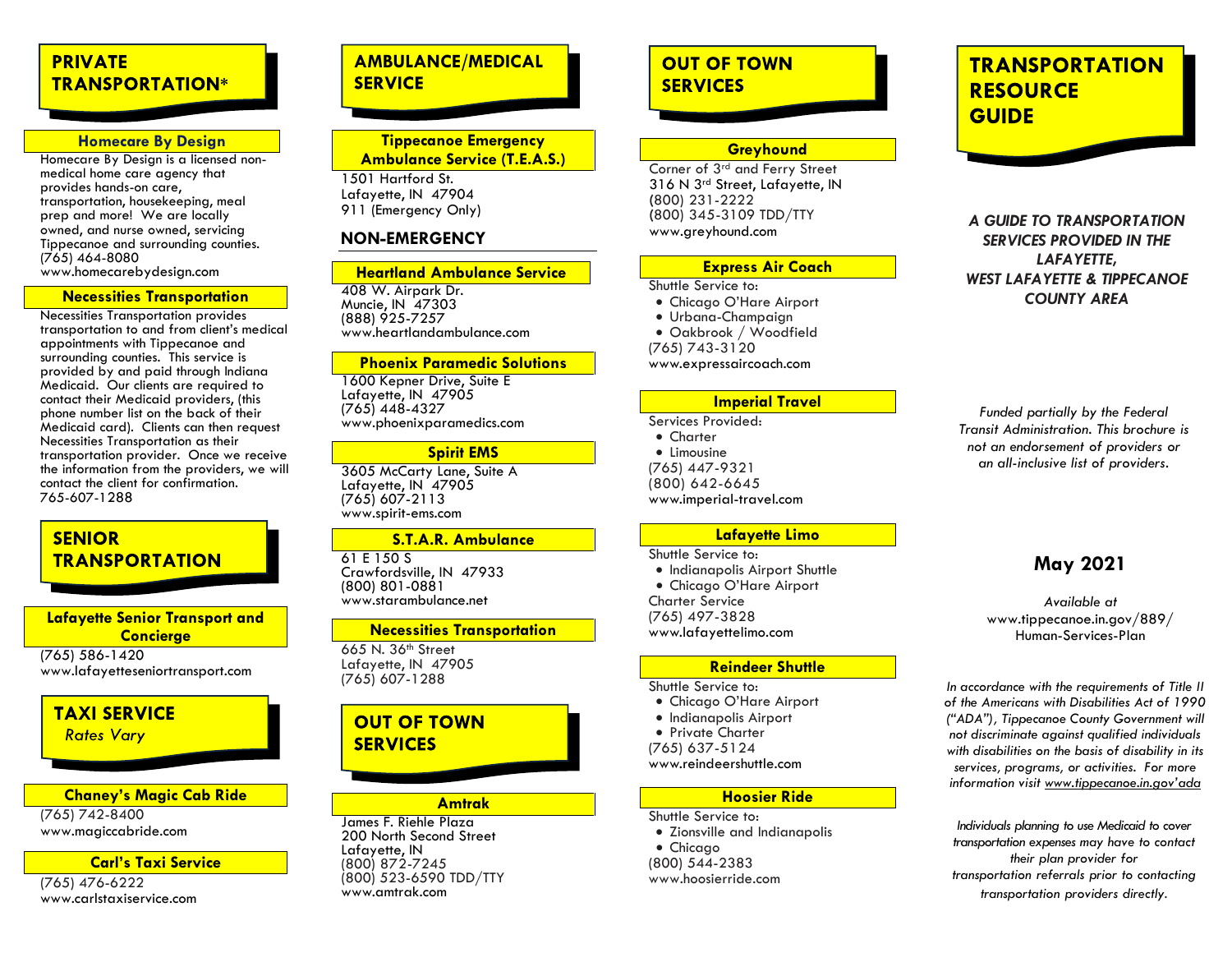# PRIVATE TRANSPORTATION*

### Homecare By Design

Homecare By Design is a licensed non-medical home care agency that provides hands-on care, transportation, housekeeping, meal prep and more! We are locally owned, and nurse owned, servicing Tippecanoe and surrounding counties.
(765) 464-8080
www.homecarebydesign.com

### Necessities Transportation

Necessities Transportation provides transportation to and from client's medical appointments with Tippecanoe and surrounding counties. This service is provided by and paid through Indiana Medicaid. Our clients are required to contact their Medicaid providers, (this phone number list on the back of their Medicaid card). Clients can then request Necessities Transportation as their transportation provider. Once we receive the information from the providers, we will contact the client for confirmation.
765-607-1288

# SENIOR TRANSPORTATION

### Lafayette Senior Transport and Concierge

(765) 586-1420
www.lafayetteseniortransport.com

# TAXI SERVICE

*Rates Vary*

### Chaney's Magic Cab Ride

(765) 742-8400
www.magiccabride.com

### Carl's Taxi Service

(765) 476-6222
www.carlstaxiservice.com

# AMBULANCE/MEDICAL SERVICE

### Tippecanoe Emergency Ambulance Service (T.E.A.S.)

1501 Hartford St.
Lafayette, IN 47904
911 (Emergency Only)

## NON-EMERGENCY

### Heartland Ambulance Service

408 W. Airpark Dr.
Muncie, IN 47303
(888) 925-7257
www.heartlandambulance.com

### Phoenix Paramedic Solutions

1600 Kepner Drive, Suite E
Lafayette, IN 47905
(765) 448-4327
www.phoenixparamedics.com

### Spirit EMS

3605 McCarty Lane, Suite A
Lafayette, IN 47905
(765) 607-2113
www.spirit-ems.com

### S.T.A.R. Ambulance

61 E 150 S
Crawfordsville, IN 47933
(800) 801-0881
www.starambulance.net

### Necessities Transportation

665 N. 36th Street
Lafayette, IN 47905
(765) 607-1288

# OUT OF TOWN SERVICES

### Amtrak

James F. Riehle Plaza
200 North Second Street
Lafayette, IN
(800) 872-7245
(800) 523-6590 TDD/TTY
www.amtrak.com

# OUT OF TOWN SERVICES

### Greyhound

Corner of 3rd and Ferry Street
316 N 3rd Street, Lafayette, IN
(800) 231-2222
(800) 345-3109 TDD/TTY
www.greyhound.com

### Express Air Coach

Shuttle Service to:
- Chicago O'Hare Airport
- Urbana-Champaign
- Oakbrook / Woodfield

(765) 743-3120
www.expressaircoach.com

### Imperial Travel

Services Provided:
- Charter
- Limousine

(765) 447-9321
(800) 642-6645
www.imperial-travel.com

### Lafayette Limo

Shuttle Service to:
- Indianapolis Airport Shuttle
- Chicago O'Hare Airport

Charter Service
(765) 497-3828
www.lafayettelimo.com

### Reindeer Shuttle

Shuttle Service to:
- Chicago O'Hare Airport
- Indianapolis Airport
- Private Charter

(765) 637-5124
www.reindeershuttle.com

### Hoosier Ride

Shuttle Service to:
- Zionsville and Indianapolis
- Chicago

(800) 544-2383
www.hoosierride.com

# TRANSPORTATION RESOURCE GUIDE

***A GUIDE TO TRANSPORTATION SERVICES PROVIDED IN THE LAFAYETTE, WEST LAFAYETTE & TIPPECANOE COUNTY AREA***

*Funded partially by the Federal Transit Administration. This brochure is not an endorsement of providers or an all-inclusive list of providers.*

## May 2021

*Available at*
www.tippecanoe.in.gov/889/Human-Services-Plan

*In accordance with the requirements of Title II of the Americans with Disabilities Act of 1990 ("ADA"), Tippecanoe County Government will not discriminate against qualified individuals with disabilities on the basis of disability in its services, programs, or activities. For more information visit www.tippecanoe.in.gov'ada*

*Individuals planning to use Medicaid to cover transportation expenses may have to contact their plan provider for transportation referrals prior to contacting transportation providers directly.*